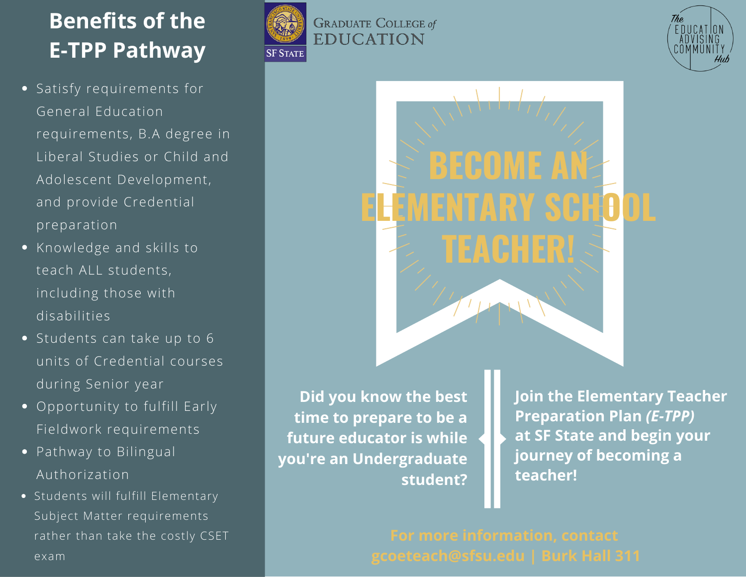# Benefits of the E-TPP Pathway

- Satisfy requirements for General Education requirements, B.A degree in Liberal Studies or Child and Adolescent Development, and provide Credential preparation
- Knowledge and skills to teach ALL students, including those with disabilities
- Students can take up to 6 units of Credential courses during Senior year
- Opportunity to fulfill Early Fieldwork requirements
- Pathway to Bilingual Authorization
- Students will fulfill Elementary Subject Matter requirements rather than take the costly CSET exam

Graduate College of Education

SF State

The Education Advising Community Hub

# BECOME AN ELEMENTARY SCHOOL TEACHER!

**Did you know the best time to prepare to be a future educator is while you're an Undergraduate student?**

**Join the Elementary Teacher Preparation Plan *(E-TPP)* at SF State and begin your journey of becoming a teacher!**

**For more information, contact gcoeteach@sfsu.edu | Burk Hall 311**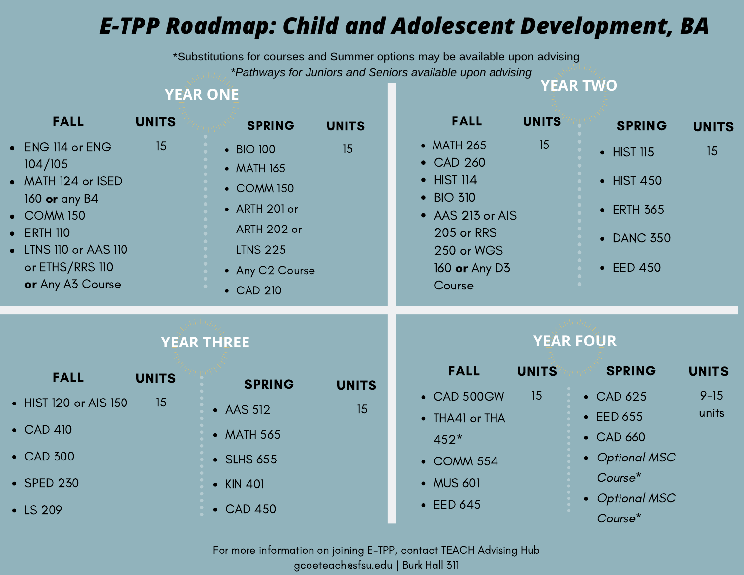# E-TPP Roadmap: Child and Adolescent Development, BA

*Substitutions for courses and Summer options may be available upon advising

*Pathways for Juniors and Seniors available upon advising*

## YEAR ONE

### FALL — UNITS: 15

- ENG 114 or ENG 104/105
- MATH 124 or ISED 160 **or** any B4
- COMM 150
- ERTH 110
- LTNS 110 or AAS 110 or ETHS/RRS 110 **or** Any A3 Course

### SPRING — UNITS: 15

- BIO 100
- MATH 165
- COMM 150
- ARTH 201 or ARTH 202 or LTNS 225
- Any C2 Course
- CAD 210

## YEAR TWO

### FALL — UNITS: 15

- MATH 265
- CAD 260
- HIST 114
- BIO 310
- AAS 213 or AIS 205 or RRS 250 or WGS 160 **or** Any D3 Course

### SPRING — UNITS: 15

- HIST 115
- HIST 450
- ERTH 365
- DANC 350
- EED 450

## YEAR THREE

### FALL — UNITS: 15

- HIST 120 or AIS 150
- CAD 410
- CAD 300
- SPED 230
- LS 209

### SPRING — UNITS: 15

- AAS 512
- MATH 565
- SLHS 655
- KIN 401
- CAD 450

## YEAR FOUR

### FALL — UNITS: 15

- CAD 500GW
- THA41 or THA 452*
- COMM 554
- MUS 601
- EED 645

### SPRING — UNITS: 9-15 units

- CAD 625
- EED 655
- CAD 660
- *Optional MSC Course**
- *Optional MSC Course**

For more information on joining E-TPP, contact TEACH Advising Hub
gcoeteach@sfsu.edu | Burk Hall 311